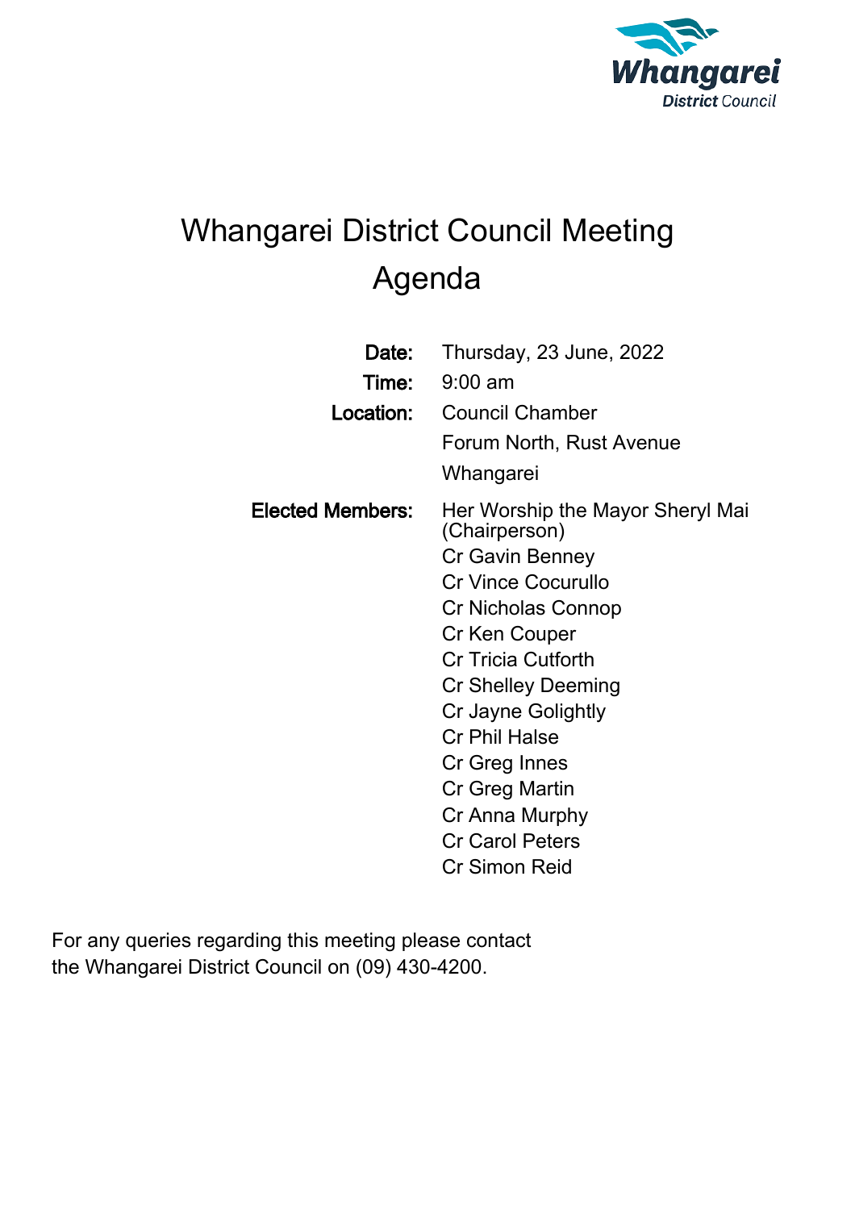Whangarei District Council

# Whangarei District Council Meeting Agenda

**Date:** Thursday, 23 June, 2022

**Time:** 9:00 am

**Location:** Council Chamber
Forum North, Rust Avenue
Whangarei

**Elected Members:** Her Worship the Mayor Sheryl Mai (Chairperson)
Cr Gavin Benney
Cr Vince Cocurullo
Cr Nicholas Connop
Cr Ken Couper
Cr Tricia Cutforth
Cr Shelley Deeming
Cr Jayne Golightly
Cr Phil Halse
Cr Greg Innes
Cr Greg Martin
Cr Anna Murphy
Cr Carol Peters
Cr Simon Reid

For any queries regarding this meeting please contact the Whangarei District Council on (09) 430-4200.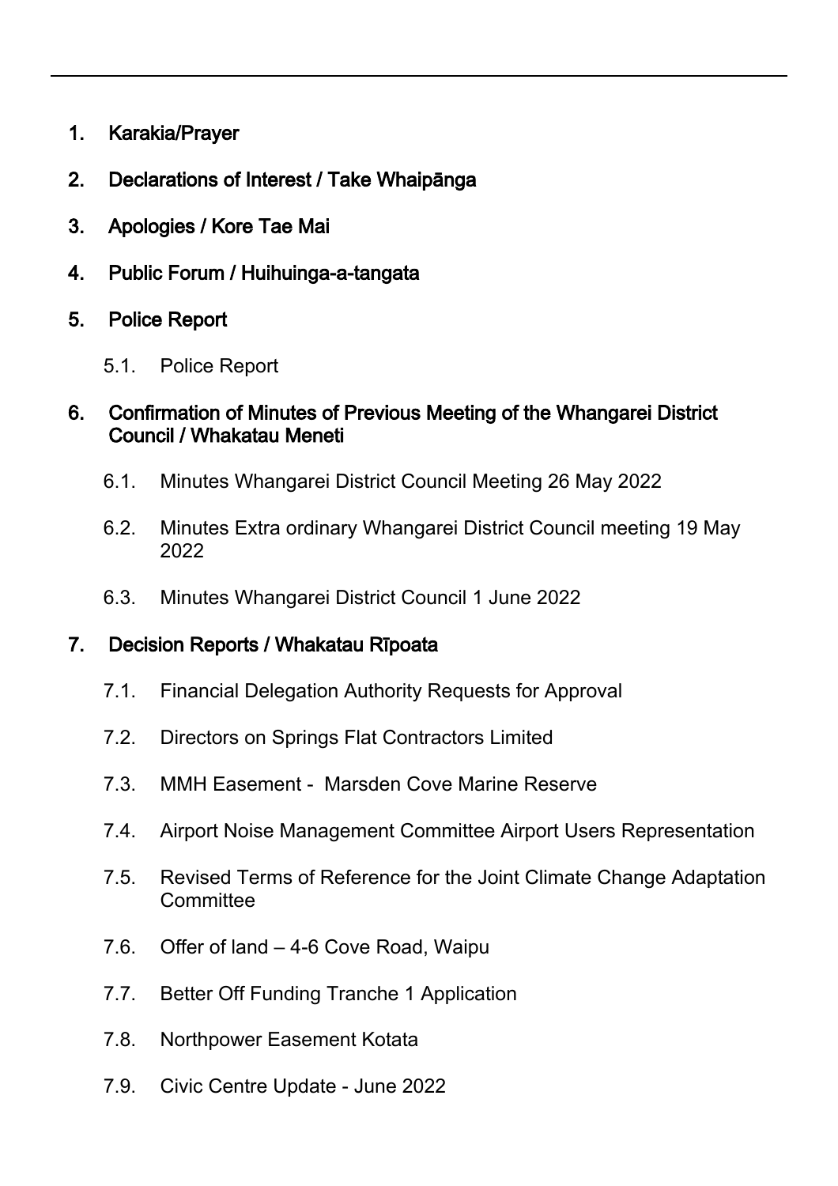1. **Karakia/Prayer**
2. **Declarations of Interest / Take Whaipānga**
3. **Apologies / Kore Tae Mai**
4. **Public Forum / Huihuinga-a-tangata**
5. **Police Report**
    - 5.1. Police Report
6. **Confirmation of Minutes of Previous Meeting of the Whangarei District Council / Whakatau Meneti**
    - 6.1. Minutes Whangarei District Council Meeting 26 May 2022
    - 6.2. Minutes Extra ordinary Whangarei District Council meeting 19 May 2022
    - 6.3. Minutes Whangarei District Council 1 June 2022
7. **Decision Reports / Whakatau Rīpoata**
    - 7.1. Financial Delegation Authority Requests for Approval
    - 7.2. Directors on Springs Flat Contractors Limited
    - 7.3. MMH Easement - Marsden Cove Marine Reserve
    - 7.4. Airport Noise Management Committee Airport Users Representation
    - 7.5. Revised Terms of Reference for the Joint Climate Change Adaptation Committee
    - 7.6. Offer of land – 4-6 Cove Road, Waipu
    - 7.7. Better Off Funding Tranche 1 Application
    - 7.8. Northpower Easement Kotata
    - 7.9. Civic Centre Update - June 2022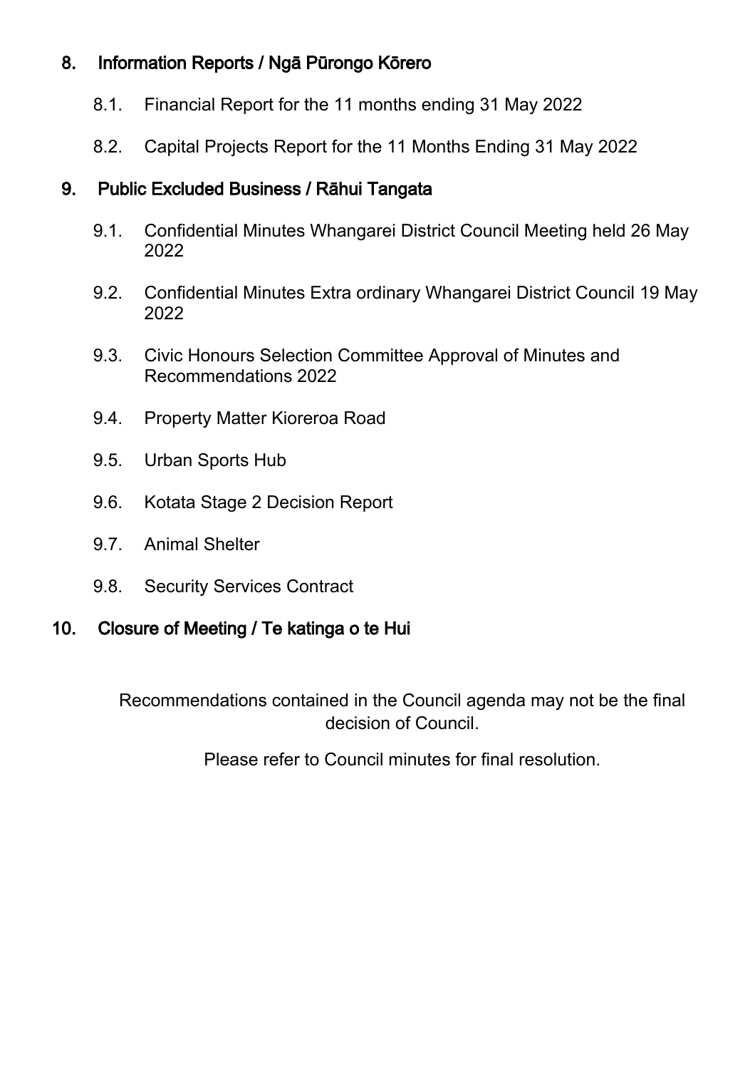## 8. Information Reports / Ngā Pūrongo Kōrero

8.1. Financial Report for the 11 months ending 31 May 2022

8.2. Capital Projects Report for the 11 Months Ending 31 May 2022

## 9. Public Excluded Business / Rāhui Tangata

9.1. Confidential Minutes Whangarei District Council Meeting held 26 May 2022

9.2. Confidential Minutes Extra ordinary Whangarei District Council 19 May 2022

9.3. Civic Honours Selection Committee Approval of Minutes and Recommendations 2022

9.4. Property Matter Kioreroa Road

9.5. Urban Sports Hub

9.6. Kotata Stage 2 Decision Report

9.7. Animal Shelter

9.8. Security Services Contract

## 10. Closure of Meeting / Te katinga o te Hui

Recommendations contained in the Council agenda may not be the final decision of Council.

Please refer to Council minutes for final resolution.